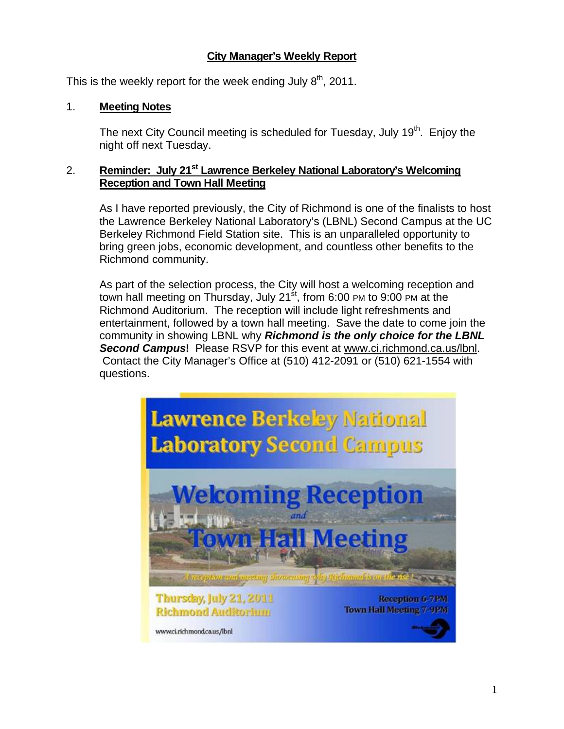# City Manager's Weekly Report

This is the weekly report for the week ending July 8th, 2011.

## 1. Meeting Notes

The next City Council meeting is scheduled for Tuesday, July 19th. Enjoy the night off next Tuesday.

## 2. Reminder: July 21st Lawrence Berkeley National Laboratory's Welcoming Reception and Town Hall Meeting

As I have reported previously, the City of Richmond is one of the finalists to host the Lawrence Berkeley National Laboratory's (LBNL) Second Campus at the UC Berkeley Richmond Field Station site. This is an unparalleled opportunity to bring green jobs, economic development, and countless other benefits to the Richmond community.

As part of the selection process, the City will host a welcoming reception and town hall meeting on Thursday, July 21st, from 6:00 PM to 9:00 PM at the Richmond Auditorium. The reception will include light refreshments and entertainment, followed by a town hall meeting. Save the date to come join the community in showing LBNL why ***Richmond is the only choice for the LBNL Second Campus*!** Please RSVP for this event at www.ci.richmond.ca.us/lbnl. Contact the City Manager's Office at (510) 412-2091 or (510) 621-1554 with questions.

Lawrence Berkeley National Laboratory Second Campus

Welcoming Reception and Town Hall Meeting

A reception and meeting showcasing why Richmond is on the rise!

Thursday, July 21, 2011
Richmond Auditorium

Reception 6-7PM
Town Hall Meeting 7-9PM

www.ci.richmond.ca.us/lbnl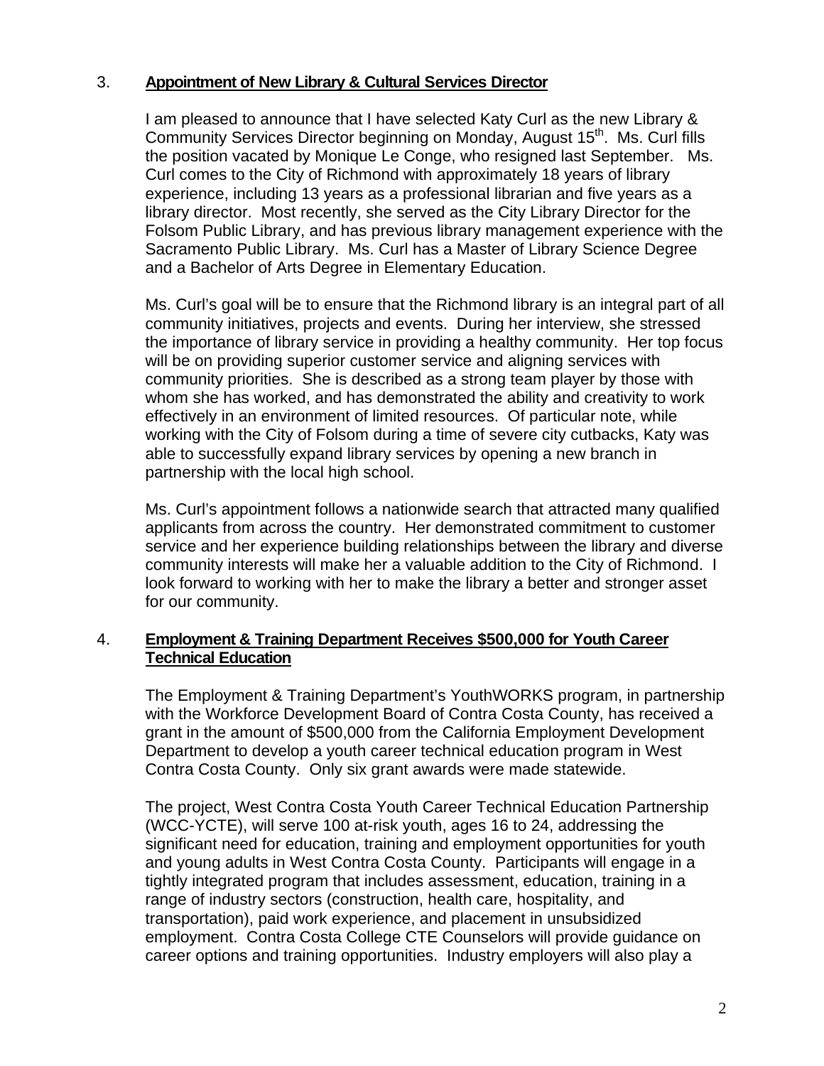3. **Appointment of New Library & Cultural Services Director**

I am pleased to announce that I have selected Katy Curl as the new Library & Community Services Director beginning on Monday, August 15th. Ms. Curl fills the position vacated by Monique Le Conge, who resigned last September. Ms. Curl comes to the City of Richmond with approximately 18 years of library experience, including 13 years as a professional librarian and five years as a library director. Most recently, she served as the City Library Director for the Folsom Public Library, and has previous library management experience with the Sacramento Public Library. Ms. Curl has a Master of Library Science Degree and a Bachelor of Arts Degree in Elementary Education.

Ms. Curl's goal will be to ensure that the Richmond library is an integral part of all community initiatives, projects and events. During her interview, she stressed the importance of library service in providing a healthy community. Her top focus will be on providing superior customer service and aligning services with community priorities. She is described as a strong team player by those with whom she has worked, and has demonstrated the ability and creativity to work effectively in an environment of limited resources. Of particular note, while working with the City of Folsom during a time of severe city cutbacks, Katy was able to successfully expand library services by opening a new branch in partnership with the local high school.

Ms. Curl's appointment follows a nationwide search that attracted many qualified applicants from across the country. Her demonstrated commitment to customer service and her experience building relationships between the library and diverse community interests will make her a valuable addition to the City of Richmond. I look forward to working with her to make the library a better and stronger asset for our community.

4. **Employment & Training Department Receives $500,000 for Youth Career Technical Education**

The Employment & Training Department's YouthWORKS program, in partnership with the Workforce Development Board of Contra Costa County, has received a grant in the amount of $500,000 from the California Employment Development Department to develop a youth career technical education program in West Contra Costa County. Only six grant awards were made statewide.

The project, West Contra Costa Youth Career Technical Education Partnership (WCC-YCTE), will serve 100 at-risk youth, ages 16 to 24, addressing the significant need for education, training and employment opportunities for youth and young adults in West Contra Costa County. Participants will engage in a tightly integrated program that includes assessment, education, training in a range of industry sectors (construction, health care, hospitality, and transportation), paid work experience, and placement in unsubsidized employment. Contra Costa College CTE Counselors will provide guidance on career options and training opportunities. Industry employers will also play a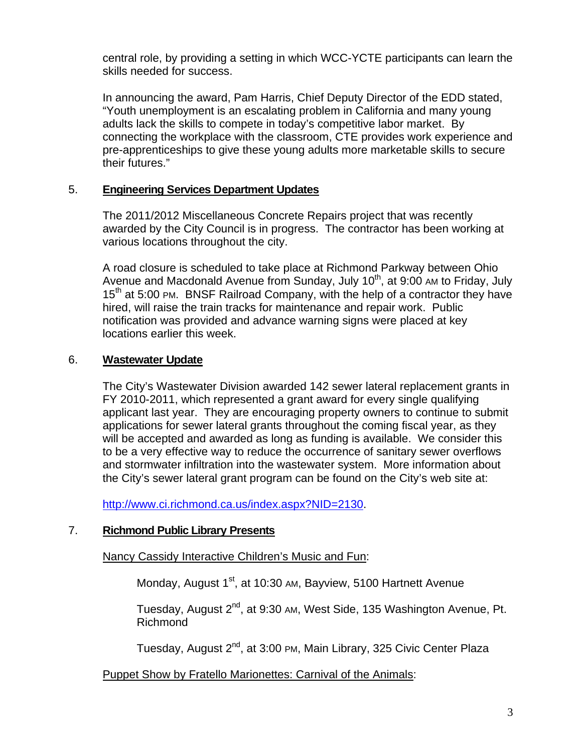central role, by providing a setting in which WCC-YCTE participants can learn the skills needed for success.

In announcing the award, Pam Harris, Chief Deputy Director of the EDD stated, "Youth unemployment is an escalating problem in California and many young adults lack the skills to compete in today's competitive labor market. By connecting the workplace with the classroom, CTE provides work experience and pre-apprenticeships to give these young adults more marketable skills to secure their futures."

5. **Engineering Services Department Updates**

The 2011/2012 Miscellaneous Concrete Repairs project that was recently awarded by the City Council is in progress. The contractor has been working at various locations throughout the city.

A road closure is scheduled to take place at Richmond Parkway between Ohio Avenue and Macdonald Avenue from Sunday, July 10th, at 9:00 AM to Friday, July 15th at 5:00 PM. BNSF Railroad Company, with the help of a contractor they have hired, will raise the train tracks for maintenance and repair work. Public notification was provided and advance warning signs were placed at key locations earlier this week.

6. **Wastewater Update**

The City's Wastewater Division awarded 142 sewer lateral replacement grants in FY 2010-2011, which represented a grant award for every single qualifying applicant last year. They are encouraging property owners to continue to submit applications for sewer lateral grants throughout the coming fiscal year, as they will be accepted and awarded as long as funding is available. We consider this to be a very effective way to reduce the occurrence of sanitary sewer overflows and stormwater infiltration into the wastewater system. More information about the City's sewer lateral grant program can be found on the City's web site at:

http://www.ci.richmond.ca.us/index.aspx?NID=2130.

7. **Richmond Public Library Presents**

Nancy Cassidy Interactive Children's Music and Fun:

Monday, August 1st, at 10:30 AM, Bayview, 5100 Hartnett Avenue

Tuesday, August 2nd, at 9:30 AM, West Side, 135 Washington Avenue, Pt. Richmond

Tuesday, August 2nd, at 3:00 PM, Main Library, 325 Civic Center Plaza

Puppet Show by Fratello Marionettes: Carnival of the Animals: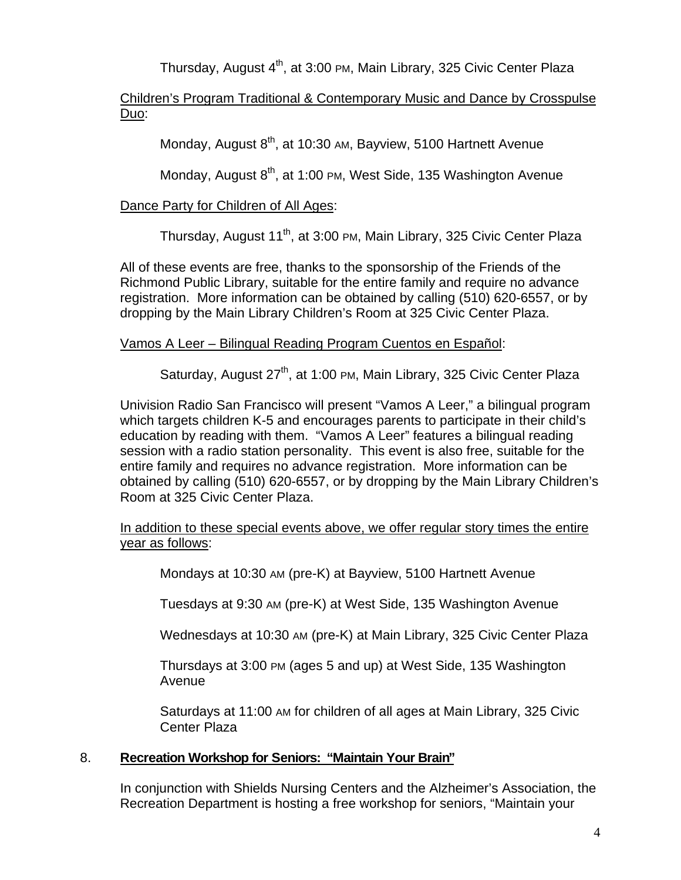Thursday, August 4th, at 3:00 PM, Main Library, 325 Civic Center Plaza

Children's Program Traditional & Contemporary Music and Dance by Crosspulse Duo:

Monday, August 8th, at 10:30 AM, Bayview, 5100 Hartnett Avenue

Monday, August 8th, at 1:00 PM, West Side, 135 Washington Avenue

Dance Party for Children of All Ages:

Thursday, August 11th, at 3:00 PM, Main Library, 325 Civic Center Plaza

All of these events are free, thanks to the sponsorship of the Friends of the Richmond Public Library, suitable for the entire family and require no advance registration. More information can be obtained by calling (510) 620-6557, or by dropping by the Main Library Children's Room at 325 Civic Center Plaza.

Vamos A Leer – Bilingual Reading Program Cuentos en Español:

Saturday, August 27th, at 1:00 PM, Main Library, 325 Civic Center Plaza

Univision Radio San Francisco will present "Vamos A Leer," a bilingual program which targets children K-5 and encourages parents to participate in their child's education by reading with them. "Vamos A Leer" features a bilingual reading session with a radio station personality. This event is also free, suitable for the entire family and requires no advance registration. More information can be obtained by calling (510) 620-6557, or by dropping by the Main Library Children's Room at 325 Civic Center Plaza.

In addition to these special events above, we offer regular story times the entire year as follows:

Mondays at 10:30 AM (pre-K) at Bayview, 5100 Hartnett Avenue

Tuesdays at 9:30 AM (pre-K) at West Side, 135 Washington Avenue

Wednesdays at 10:30 AM (pre-K) at Main Library, 325 Civic Center Plaza

Thursdays at 3:00 PM (ages 5 and up) at West Side, 135 Washington Avenue

Saturdays at 11:00 AM for children of all ages at Main Library, 325 Civic Center Plaza

## 8. Recreation Workshop for Seniors: "Maintain Your Brain"

In conjunction with Shields Nursing Centers and the Alzheimer's Association, the Recreation Department is hosting a free workshop for seniors, "Maintain your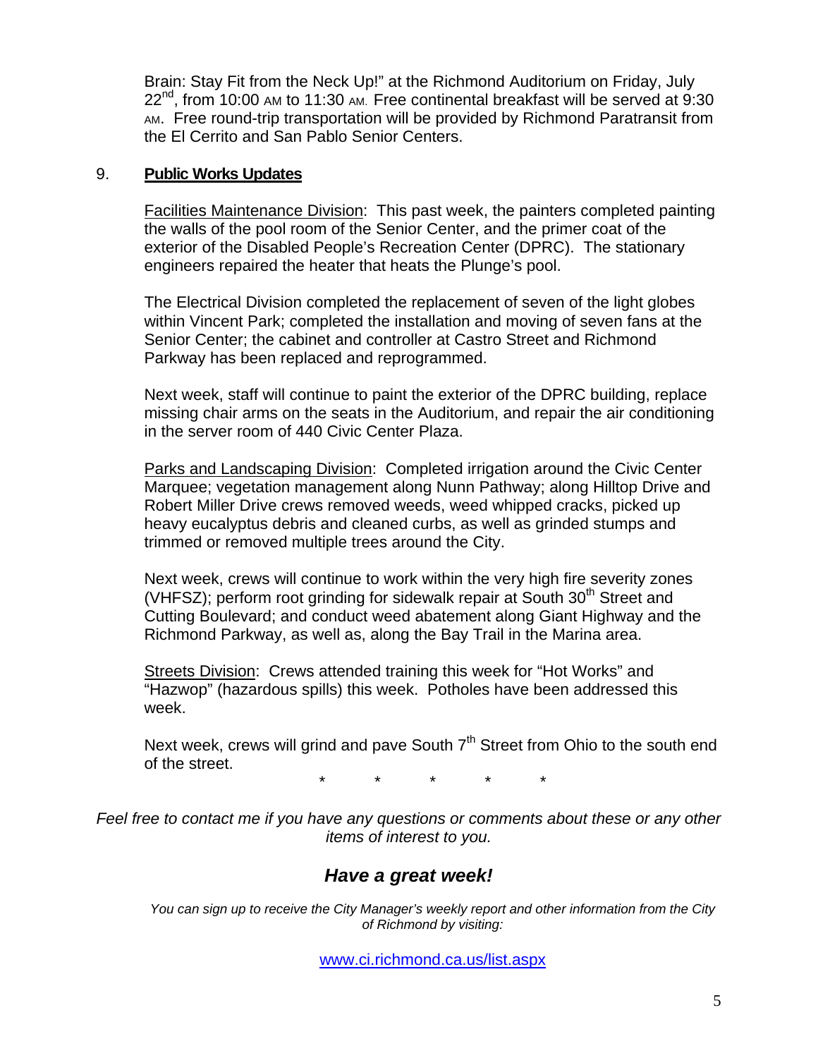Brain: Stay Fit from the Neck Up!" at the Richmond Auditorium on Friday, July 22nd, from 10:00 AM to 11:30 AM. Free continental breakfast will be served at 9:30 AM. Free round-trip transportation will be provided by Richmond Paratransit from the El Cerrito and San Pablo Senior Centers.

9. **Public Works Updates**

Facilities Maintenance Division: This past week, the painters completed painting the walls of the pool room of the Senior Center, and the primer coat of the exterior of the Disabled People's Recreation Center (DPRC). The stationary engineers repaired the heater that heats the Plunge's pool.

The Electrical Division completed the replacement of seven of the light globes within Vincent Park; completed the installation and moving of seven fans at the Senior Center; the cabinet and controller at Castro Street and Richmond Parkway has been replaced and reprogrammed.

Next week, staff will continue to paint the exterior of the DPRC building, replace missing chair arms on the seats in the Auditorium, and repair the air conditioning in the server room of 440 Civic Center Plaza.

Parks and Landscaping Division: Completed irrigation around the Civic Center Marquee; vegetation management along Nunn Pathway; along Hilltop Drive and Robert Miller Drive crews removed weeds, weed whipped cracks, picked up heavy eucalyptus debris and cleaned curbs, as well as grinded stumps and trimmed or removed multiple trees around the City.

Next week, crews will continue to work within the very high fire severity zones (VHFSZ); perform root grinding for sidewalk repair at South 30th Street and Cutting Boulevard; and conduct weed abatement along Giant Highway and the Richmond Parkway, as well as, along the Bay Trail in the Marina area.

Streets Division: Crews attended training this week for "Hot Works" and "Hazwop" (hazardous spills) this week. Potholes have been addressed this week.

Next week, crews will grind and pave South 7th Street from Ohio to the south end of the street.

\* \* \* \* \*

*Feel free to contact me if you have any questions or comments about these or any other items of interest to you.*

***Have a great week!***

*You can sign up to receive the City Manager's weekly report and other information from the City of Richmond by visiting:*

www.ci.richmond.ca.us/list.aspx